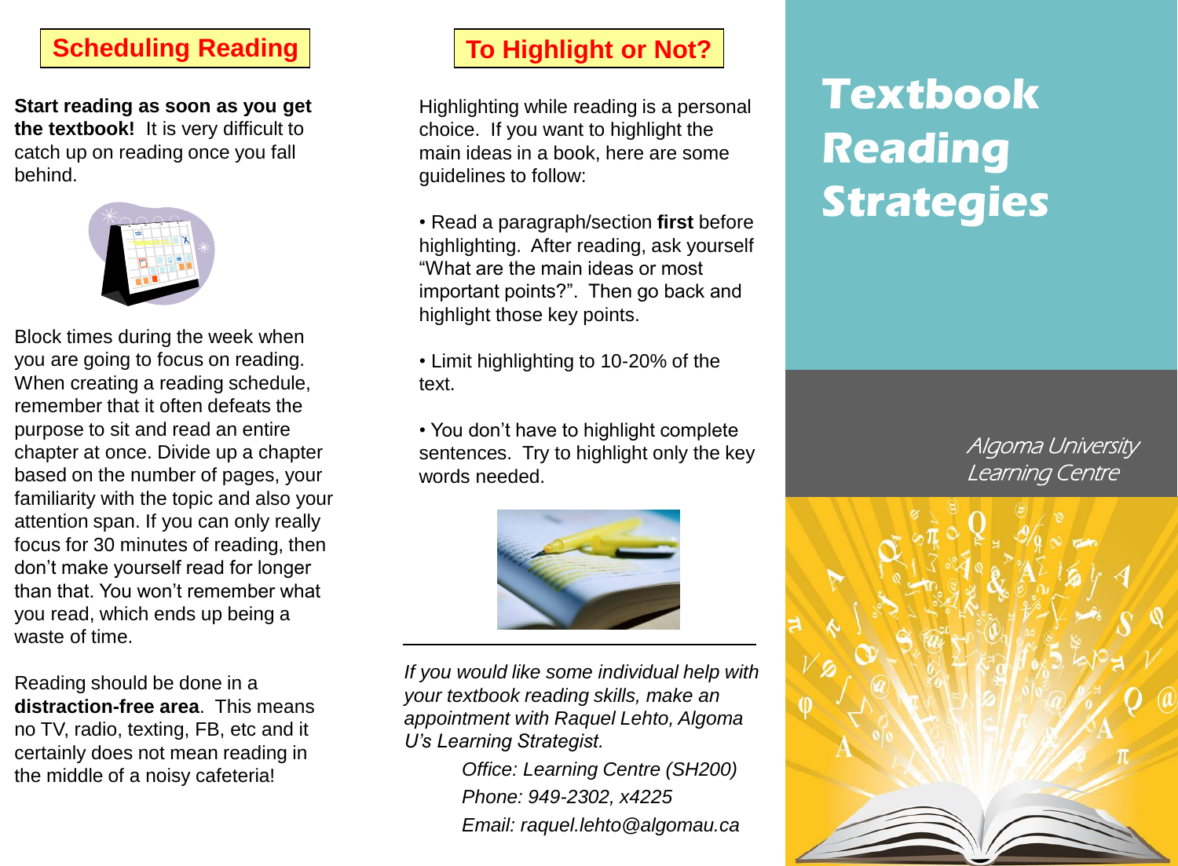# Textbook Reading Strategies

*Algoma University Learning Centre*

## Scheduling Reading

**Start reading as soon as you get the textbook!** It is very difficult to catch up on reading once you fall behind.

Block times during the week when you are going to focus on reading. When creating a reading schedule, remember that it often defeats the purpose to sit and read an entire chapter at once. Divide up a chapter based on the number of pages, your familiarity with the topic and also your attention span. If you can only really focus for 30 minutes of reading, then don't make yourself read for longer than that. You won't remember what you read, which ends up being a waste of time.

Reading should be done in a **distraction-free area**. This means no TV, radio, texting, FB, etc and it certainly does not mean reading in the middle of a noisy cafeteria!

## To Highlight or Not?

Highlighting while reading is a personal choice. If you want to highlight the main ideas in a book, here are some guidelines to follow:

- Read a paragraph/section **first** before highlighting. After reading, ask yourself "What are the main ideas or most important points?". Then go back and highlight those key points.
- Limit highlighting to 10-20% of the text.
- You don't have to highlight complete sentences. Try to highlight only the key words needed.

---

*If you would like some individual help with your textbook reading skills, make an appointment with Raquel Lehto, Algoma U's Learning Strategist.*

*Office: Learning Centre (SH200)*
*Phone: 949-2302, x4225*
*Email: raquel.lehto@algomau.ca*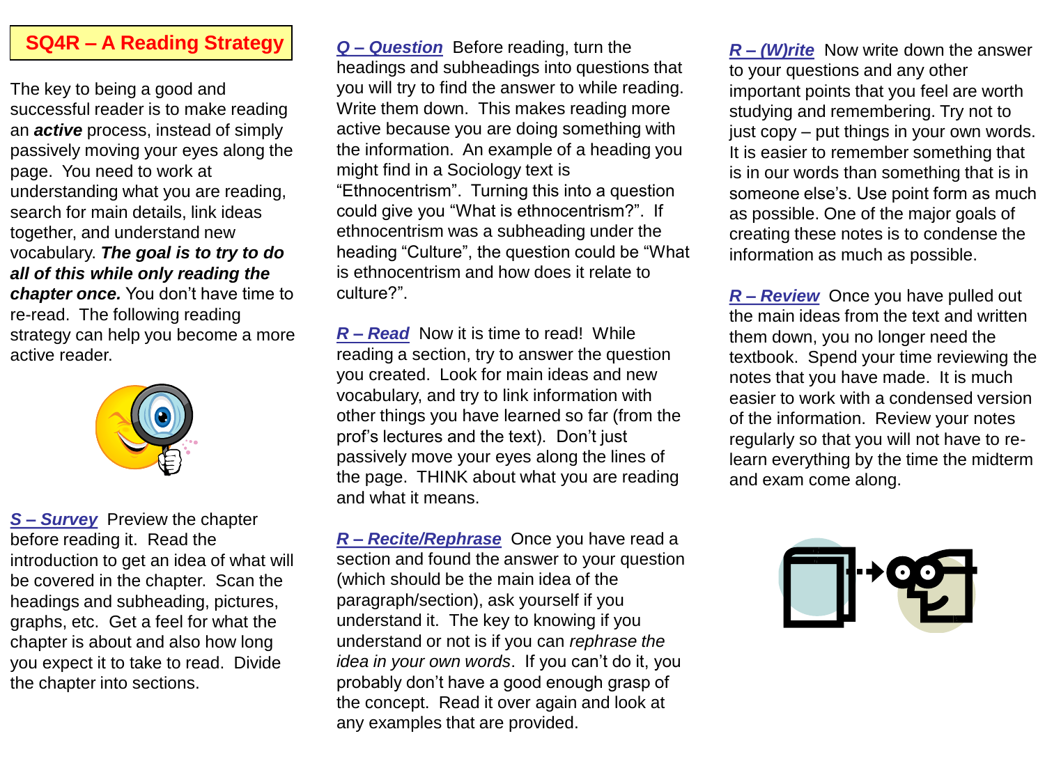# SQ4R – A Reading Strategy

The key to being a good and successful reader is to make reading an ***active*** process, instead of simply passively moving your eyes along the page. You need to work at understanding what you are reading, search for main details, link ideas together, and understand new vocabulary. ***The goal is to try to do all of this while only reading the chapter once.*** You don't have time to re-read. The following reading strategy can help you become a more active reader.

***S – Survey*** Preview the chapter before reading it. Read the introduction to get an idea of what will be covered in the chapter. Scan the headings and subheading, pictures, graphs, etc. Get a feel for what the chapter is about and also how long you expect it to take to read. Divide the chapter into sections.

***Q – Question*** Before reading, turn the headings and subheadings into questions that you will try to find the answer to while reading. Write them down. This makes reading more active because you are doing something with the information. An example of a heading you might find in a Sociology text is "Ethnocentrism". Turning this into a question could give you "What is ethnocentrism?". If ethnocentrism was a subheading under the heading "Culture", the question could be "What is ethnocentrism and how does it relate to culture?".

***R – Read*** Now it is time to read! While reading a section, try to answer the question you created. Look for main ideas and new vocabulary, and try to link information with other things you have learned so far (from the prof's lectures and the text). Don't just passively move your eyes along the lines of the page. THINK about what you are reading and what it means.

***R – Recite/Rephrase*** Once you have read a section and found the answer to your question (which should be the main idea of the paragraph/section), ask yourself if you understand it. The key to knowing if you understand or not is if you can *rephrase the idea in your own words*. If you can't do it, you probably don't have a good enough grasp of the concept. Read it over again and look at any examples that are provided.

***R – (W)rite*** Now write down the answer to your questions and any other important points that you feel are worth studying and remembering. Try not to just copy – put things in your own words. It is easier to remember something that is in our words than something that is in someone else's. Use point form as much as possible. One of the major goals of creating these notes is to condense the information as much as possible.

***R – Review*** Once you have pulled out the main ideas from the text and written them down, you no longer need the textbook. Spend your time reviewing the notes that you have made. It is much easier to work with a condensed version of the information. Review your notes regularly so that you will not have to re-learn everything by the time the midterm and exam come along.